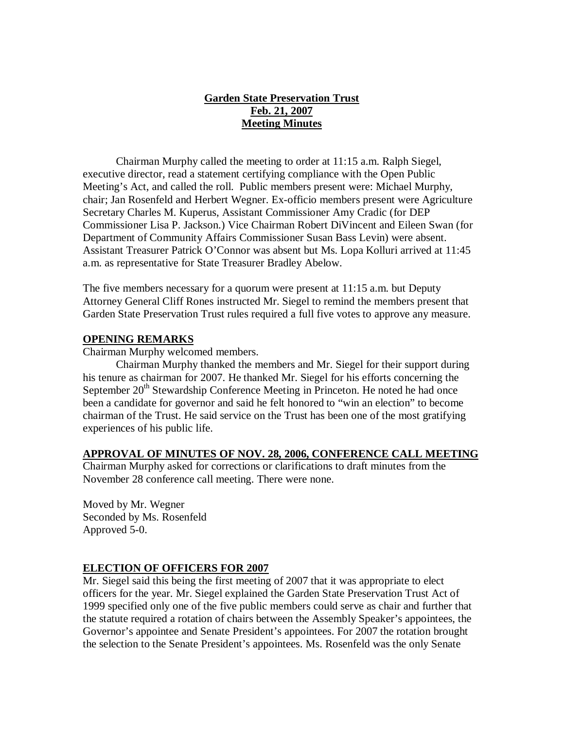**Garden State Preservation Trust**
**Feb. 21, 2007**
**Meeting Minutes**

Chairman Murphy called the meeting to order at 11:15 a.m. Ralph Siegel, executive director, read a statement certifying compliance with the Open Public Meeting's Act, and called the roll. Public members present were: Michael Murphy, chair; Jan Rosenfeld and Herbert Wegner. Ex-officio members present were Agriculture Secretary Charles M. Kuperus, Assistant Commissioner Amy Cradic (for DEP Commissioner Lisa P. Jackson.) Vice Chairman Robert DiVincent and Eileen Swan (for Department of Community Affairs Commissioner Susan Bass Levin) were absent. Assistant Treasurer Patrick O'Connor was absent but Ms. Lopa Kolluri arrived at 11:45 a.m. as representative for State Treasurer Bradley Abelow.

The five members necessary for a quorum were present at 11:15 a.m. but Deputy Attorney General Cliff Rones instructed Mr. Siegel to remind the members present that Garden State Preservation Trust rules required a full five votes to approve any measure.

## OPENING REMARKS

Chairman Murphy welcomed members.

Chairman Murphy thanked the members and Mr. Siegel for their support during his tenure as chairman for 2007. He thanked Mr. Siegel for his efforts concerning the September 20th Stewardship Conference Meeting in Princeton. He noted he had once been a candidate for governor and said he felt honored to "win an election" to become chairman of the Trust. He said service on the Trust has been one of the most gratifying experiences of his public life.

## APPROVAL OF MINUTES OF NOV. 28, 2006, CONFERENCE CALL MEETING

Chairman Murphy asked for corrections or clarifications to draft minutes from the November 28 conference call meeting. There were none.

Moved by Mr. Wegner
Seconded by Ms. Rosenfeld
Approved 5-0.

## ELECTION OF OFFICERS FOR 2007

Mr. Siegel said this being the first meeting of 2007 that it was appropriate to elect officers for the year. Mr. Siegel explained the Garden State Preservation Trust Act of 1999 specified only one of the five public members could serve as chair and further that the statute required a rotation of chairs between the Assembly Speaker's appointees, the Governor's appointee and Senate President's appointees. For 2007 the rotation brought the selection to the Senate President's appointees. Ms. Rosenfeld was the only Senate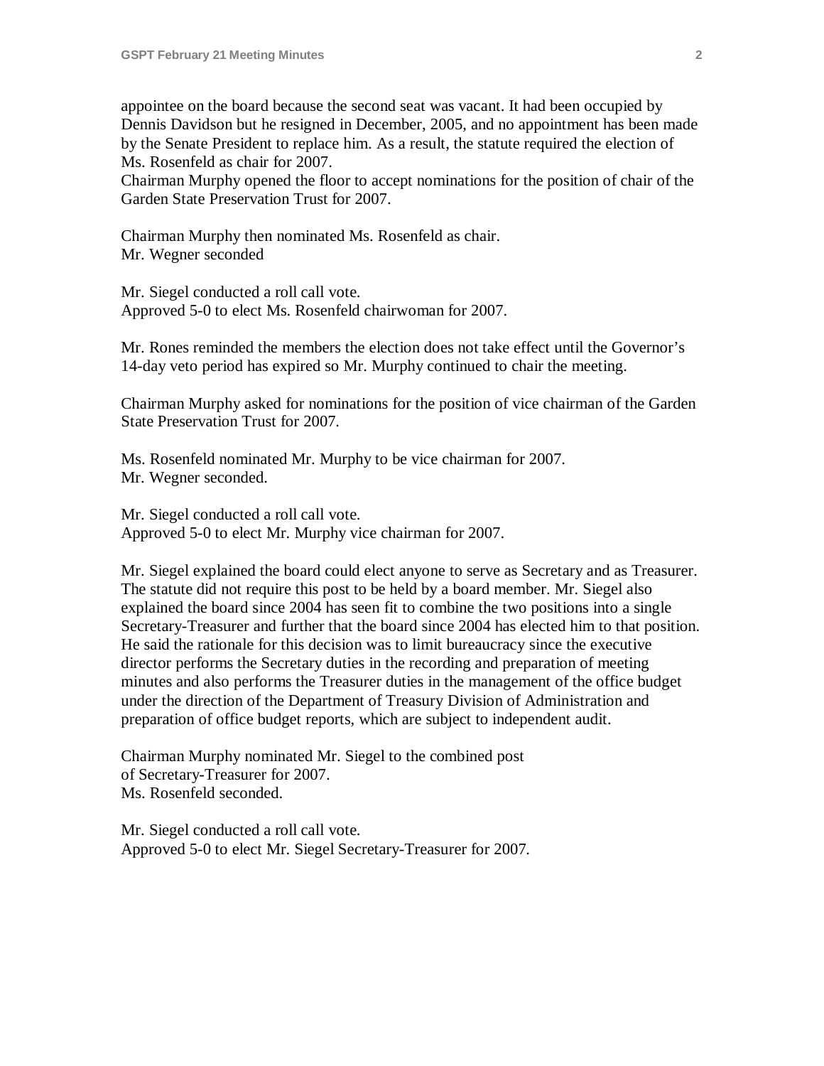appointee on the board because the second seat was vacant. It had been occupied by Dennis Davidson but he resigned in December, 2005, and no appointment has been made by the Senate President to replace him. As a result, the statute required the election of Ms. Rosenfeld as chair for 2007.
Chairman Murphy opened the floor to accept nominations for the position of chair of the Garden State Preservation Trust for 2007.

Chairman Murphy then nominated Ms. Rosenfeld as chair.
Mr. Wegner seconded

Mr. Siegel conducted a roll call vote.
Approved 5-0 to elect Ms. Rosenfeld chairwoman for 2007.

Mr. Rones reminded the members the election does not take effect until the Governor's 14-day veto period has expired so Mr. Murphy continued to chair the meeting.

Chairman Murphy asked for nominations for the position of vice chairman of the Garden State Preservation Trust for 2007.

Ms. Rosenfeld nominated Mr. Murphy to be vice chairman for 2007.
Mr. Wegner seconded.

Mr. Siegel conducted a roll call vote.
Approved 5-0 to elect Mr. Murphy vice chairman for 2007.

Mr. Siegel explained the board could elect anyone to serve as Secretary and as Treasurer. The statute did not require this post to be held by a board member. Mr. Siegel also explained the board since 2004 has seen fit to combine the two positions into a single Secretary-Treasurer and further that the board since 2004 has elected him to that position. He said the rationale for this decision was to limit bureaucracy since the executive director performs the Secretary duties in the recording and preparation of meeting minutes and also performs the Treasurer duties in the management of the office budget under the direction of the Department of Treasury Division of Administration and preparation of office budget reports, which are subject to independent audit.

Chairman Murphy nominated Mr. Siegel to the combined post of Secretary-Treasurer for 2007.
Ms. Rosenfeld seconded.

Mr. Siegel conducted a roll call vote.
Approved 5-0 to elect Mr. Siegel Secretary-Treasurer for 2007.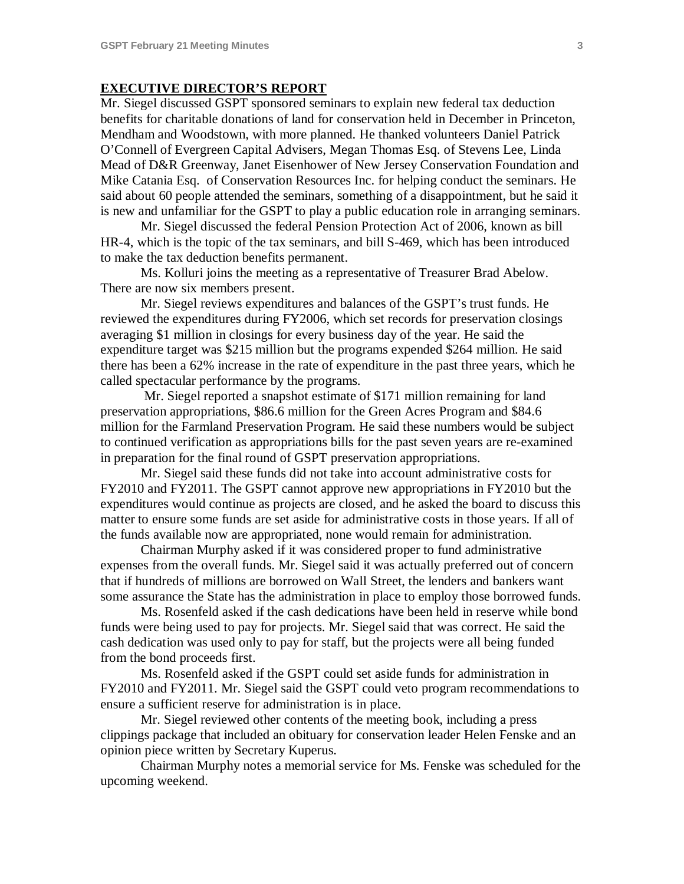**EXECUTIVE DIRECTOR'S REPORT**

Mr. Siegel discussed GSPT sponsored seminars to explain new federal tax deduction benefits for charitable donations of land for conservation held in December in Princeton, Mendham and Woodstown, with more planned. He thanked volunteers Daniel Patrick O'Connell of Evergreen Capital Advisers, Megan Thomas Esq. of Stevens Lee, Linda Mead of D&R Greenway, Janet Eisenhower of New Jersey Conservation Foundation and Mike Catania Esq. of Conservation Resources Inc. for helping conduct the seminars. He said about 60 people attended the seminars, something of a disappointment, but he said it is new and unfamiliar for the GSPT to play a public education role in arranging seminars.

Mr. Siegel discussed the federal Pension Protection Act of 2006, known as bill HR-4, which is the topic of the tax seminars, and bill S-469, which has been introduced to make the tax deduction benefits permanent.

Ms. Kolluri joins the meeting as a representative of Treasurer Brad Abelow. There are now six members present.

Mr. Siegel reviews expenditures and balances of the GSPT's trust funds. He reviewed the expenditures during FY2006, which set records for preservation closings averaging $1 million in closings for every business day of the year. He said the expenditure target was $215 million but the programs expended $264 million. He said there has been a 62% increase in the rate of expenditure in the past three years, which he called spectacular performance by the programs.

Mr. Siegel reported a snapshot estimate of $171 million remaining for land preservation appropriations, $86.6 million for the Green Acres Program and $84.6 million for the Farmland Preservation Program. He said these numbers would be subject to continued verification as appropriations bills for the past seven years are re-examined in preparation for the final round of GSPT preservation appropriations.

Mr. Siegel said these funds did not take into account administrative costs for FY2010 and FY2011. The GSPT cannot approve new appropriations in FY2010 but the expenditures would continue as projects are closed, and he asked the board to discuss this matter to ensure some funds are set aside for administrative costs in those years. If all of the funds available now are appropriated, none would remain for administration.

Chairman Murphy asked if it was considered proper to fund administrative expenses from the overall funds. Mr. Siegel said it was actually preferred out of concern that if hundreds of millions are borrowed on Wall Street, the lenders and bankers want some assurance the State has the administration in place to employ those borrowed funds.

Ms. Rosenfeld asked if the cash dedications have been held in reserve while bond funds were being used to pay for projects. Mr. Siegel said that was correct. He said the cash dedication was used only to pay for staff, but the projects were all being funded from the bond proceeds first.

Ms. Rosenfeld asked if the GSPT could set aside funds for administration in FY2010 and FY2011. Mr. Siegel said the GSPT could veto program recommendations to ensure a sufficient reserve for administration is in place.

Mr. Siegel reviewed other contents of the meeting book, including a press clippings package that included an obituary for conservation leader Helen Fenske and an opinion piece written by Secretary Kuperus.

Chairman Murphy notes a memorial service for Ms. Fenske was scheduled for the upcoming weekend.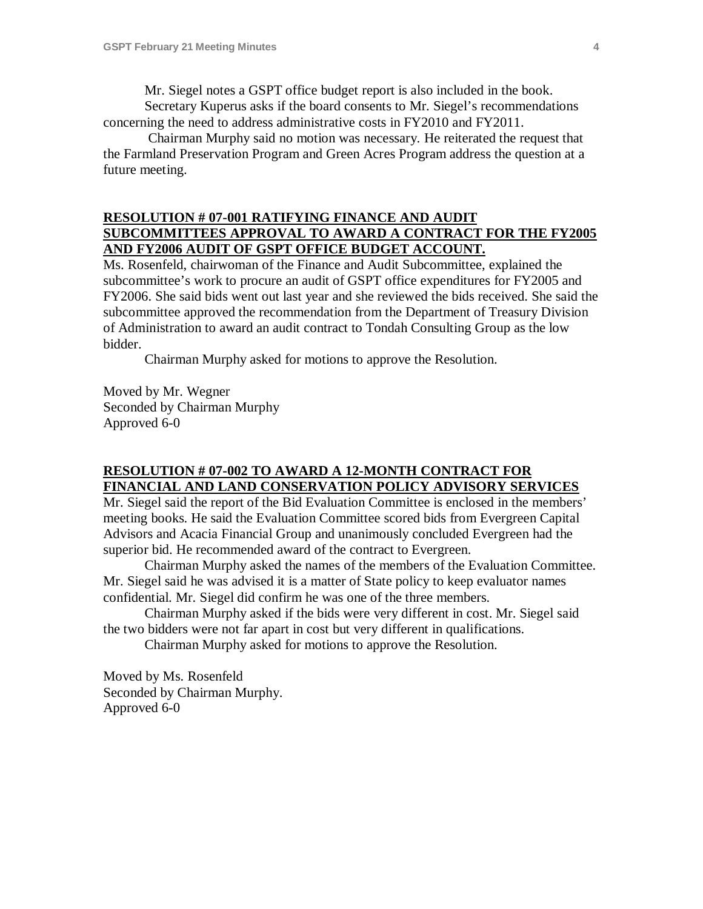Mr. Siegel notes a GSPT office budget report is also included in the book.

Secretary Kuperus asks if the board consents to Mr. Siegel's recommendations concerning the need to address administrative costs in FY2010 and FY2011.

Chairman Murphy said no motion was necessary. He reiterated the request that the Farmland Preservation Program and Green Acres Program address the question at a future meeting.

## RESOLUTION # 07-001 RATIFYING FINANCE AND AUDIT SUBCOMMITTEES APPROVAL TO AWARD A CONTRACT FOR THE FY2005 AND FY2006 AUDIT OF GSPT OFFICE BUDGET ACCOUNT.

Ms. Rosenfeld, chairwoman of the Finance and Audit Subcommittee, explained the subcommittee's work to procure an audit of GSPT office expenditures for FY2005 and FY2006. She said bids went out last year and she reviewed the bids received. She said the subcommittee approved the recommendation from the Department of Treasury Division of Administration to award an audit contract to Tondah Consulting Group as the low bidder.

Chairman Murphy asked for motions to approve the Resolution.

Moved by Mr. Wegner
Seconded by Chairman Murphy
Approved 6-0

## RESOLUTION # 07-002 TO AWARD A 12-MONTH CONTRACT FOR FINANCIAL AND LAND CONSERVATION POLICY ADVISORY SERVICES

Mr. Siegel said the report of the Bid Evaluation Committee is enclosed in the members' meeting books. He said the Evaluation Committee scored bids from Evergreen Capital Advisors and Acacia Financial Group and unanimously concluded Evergreen had the superior bid. He recommended award of the contract to Evergreen.

Chairman Murphy asked the names of the members of the Evaluation Committee. Mr. Siegel said he was advised it is a matter of State policy to keep evaluator names confidential. Mr. Siegel did confirm he was one of the three members.

Chairman Murphy asked if the bids were very different in cost. Mr. Siegel said the two bidders were not far apart in cost but very different in qualifications.

Chairman Murphy asked for motions to approve the Resolution.

Moved by Ms. Rosenfeld
Seconded by Chairman Murphy.
Approved 6-0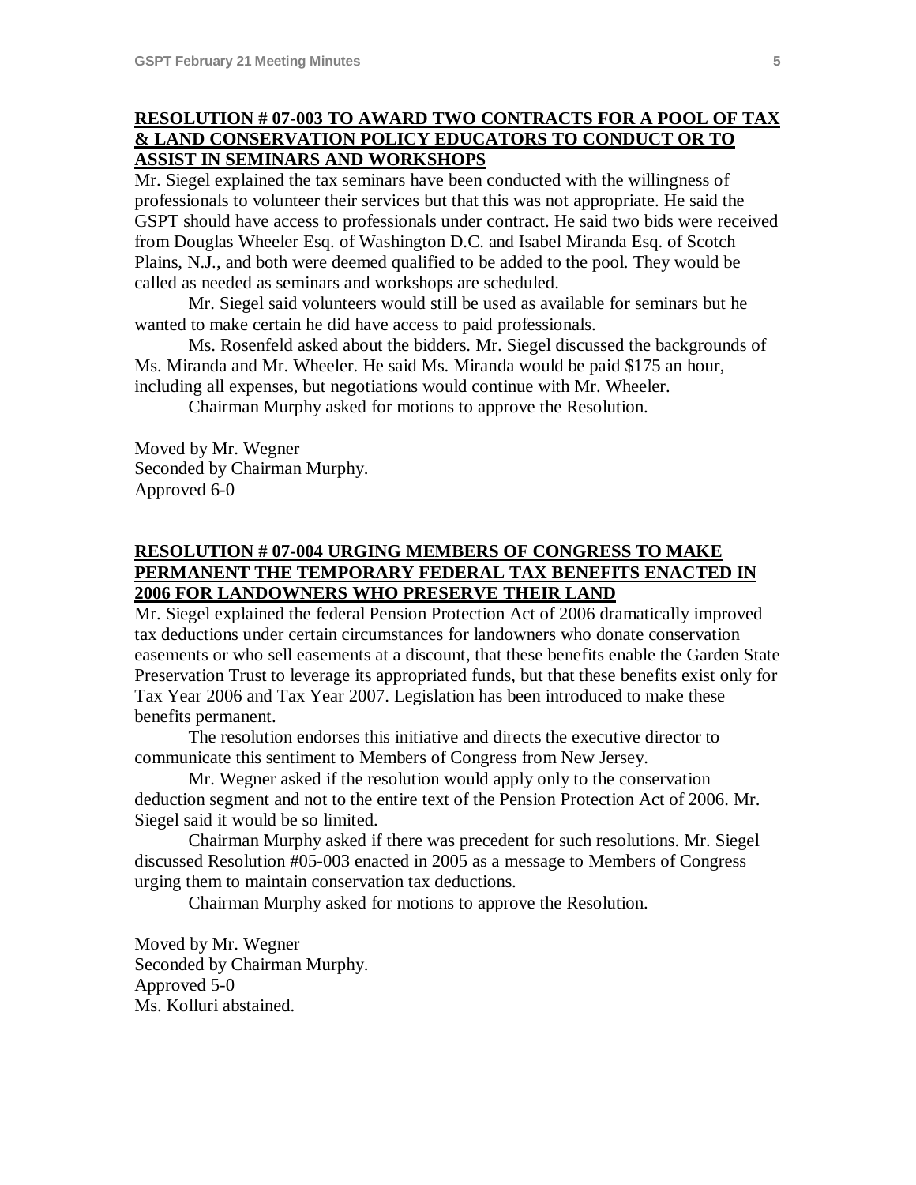**RESOLUTION # 07-003 TO AWARD TWO CONTRACTS FOR A POOL OF TAX & LAND CONSERVATION POLICY EDUCATORS TO CONDUCT OR TO ASSIST IN SEMINARS AND WORKSHOPS**

Mr. Siegel explained the tax seminars have been conducted with the willingness of professionals to volunteer their services but that this was not appropriate. He said the GSPT should have access to professionals under contract. He said two bids were received from Douglas Wheeler Esq. of Washington D.C. and Isabel Miranda Esq. of Scotch Plains, N.J., and both were deemed qualified to be added to the pool. They would be called as needed as seminars and workshops are scheduled.

Mr. Siegel said volunteers would still be used as available for seminars but he wanted to make certain he did have access to paid professionals.

Ms. Rosenfeld asked about the bidders. Mr. Siegel discussed the backgrounds of Ms. Miranda and Mr. Wheeler. He said Ms. Miranda would be paid $175 an hour, including all expenses, but negotiations would continue with Mr. Wheeler.

Chairman Murphy asked for motions to approve the Resolution.

Moved by Mr. Wegner
Seconded by Chairman Murphy.
Approved 6-0

**RESOLUTION # 07-004 URGING MEMBERS OF CONGRESS TO MAKE PERMANENT THE TEMPORARY FEDERAL TAX BENEFITS ENACTED IN 2006 FOR LANDOWNERS WHO PRESERVE THEIR LAND**

Mr. Siegel explained the federal Pension Protection Act of 2006 dramatically improved tax deductions under certain circumstances for landowners who donate conservation easements or who sell easements at a discount, that these benefits enable the Garden State Preservation Trust to leverage its appropriated funds, but that these benefits exist only for Tax Year 2006 and Tax Year 2007. Legislation has been introduced to make these benefits permanent.

The resolution endorses this initiative and directs the executive director to communicate this sentiment to Members of Congress from New Jersey.

Mr. Wegner asked if the resolution would apply only to the conservation deduction segment and not to the entire text of the Pension Protection Act of 2006. Mr. Siegel said it would be so limited.

Chairman Murphy asked if there was precedent for such resolutions. Mr. Siegel discussed Resolution #05-003 enacted in 2005 as a message to Members of Congress urging them to maintain conservation tax deductions.

Chairman Murphy asked for motions to approve the Resolution.

Moved by Mr. Wegner
Seconded by Chairman Murphy.
Approved 5-0
Ms. Kolluri abstained.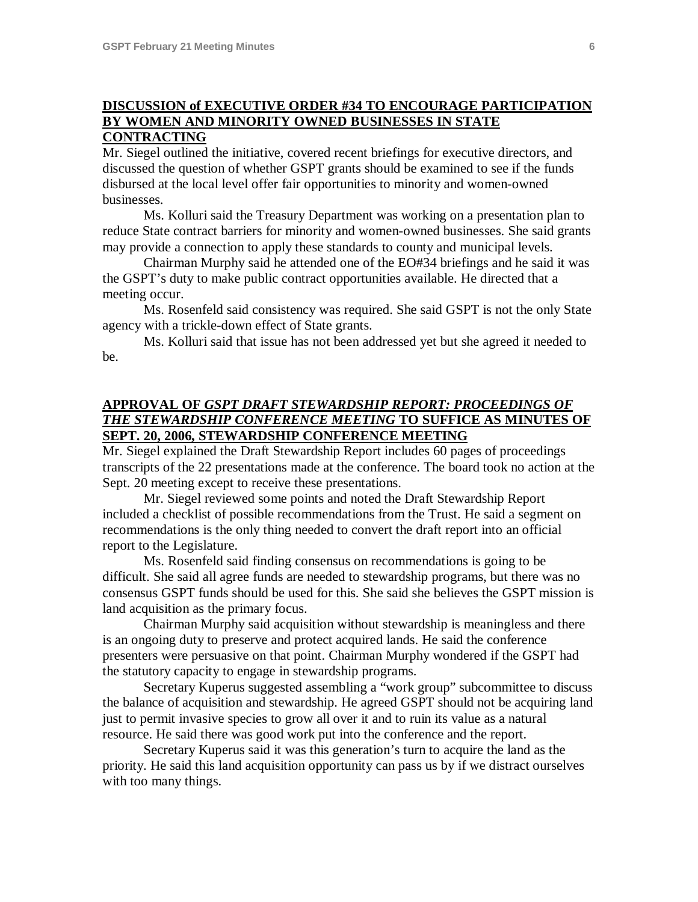## DISCUSSION of EXECUTIVE ORDER #34 TO ENCOURAGE PARTICIPATION BY WOMEN AND MINORITY OWNED BUSINESSES IN STATE CONTRACTING

Mr. Siegel outlined the initiative, covered recent briefings for executive directors, and discussed the question of whether GSPT grants should be examined to see if the funds disbursed at the local level offer fair opportunities to minority and women-owned businesses.

Ms. Kolluri said the Treasury Department was working on a presentation plan to reduce State contract barriers for minority and women-owned businesses. She said grants may provide a connection to apply these standards to county and municipal levels.

Chairman Murphy said he attended one of the EO#34 briefings and he said it was the GSPT's duty to make public contract opportunities available. He directed that a meeting occur.

Ms. Rosenfeld said consistency was required. She said GSPT is not the only State agency with a trickle-down effect of State grants.

Ms. Kolluri said that issue has not been addressed yet but she agreed it needed to be.

## APPROVAL OF *GSPT DRAFT STEWARDSHIP REPORT: PROCEEDINGS OF THE STEWARDSHIP CONFERENCE MEETING* TO SUFFICE AS MINUTES OF SEPT. 20, 2006, STEWARDSHIP CONFERENCE MEETING

Mr. Siegel explained the Draft Stewardship Report includes 60 pages of proceedings transcripts of the 22 presentations made at the conference. The board took no action at the Sept. 20 meeting except to receive these presentations.

Mr. Siegel reviewed some points and noted the Draft Stewardship Report included a checklist of possible recommendations from the Trust. He said a segment on recommendations is the only thing needed to convert the draft report into an official report to the Legislature.

Ms. Rosenfeld said finding consensus on recommendations is going to be difficult. She said all agree funds are needed to stewardship programs, but there was no consensus GSPT funds should be used for this. She said she believes the GSPT mission is land acquisition as the primary focus.

Chairman Murphy said acquisition without stewardship is meaningless and there is an ongoing duty to preserve and protect acquired lands. He said the conference presenters were persuasive on that point. Chairman Murphy wondered if the GSPT had the statutory capacity to engage in stewardship programs.

Secretary Kuperus suggested assembling a "work group" subcommittee to discuss the balance of acquisition and stewardship. He agreed GSPT should not be acquiring land just to permit invasive species to grow all over it and to ruin its value as a natural resource. He said there was good work put into the conference and the report.

Secretary Kuperus said it was this generation's turn to acquire the land as the priority. He said this land acquisition opportunity can pass us by if we distract ourselves with too many things.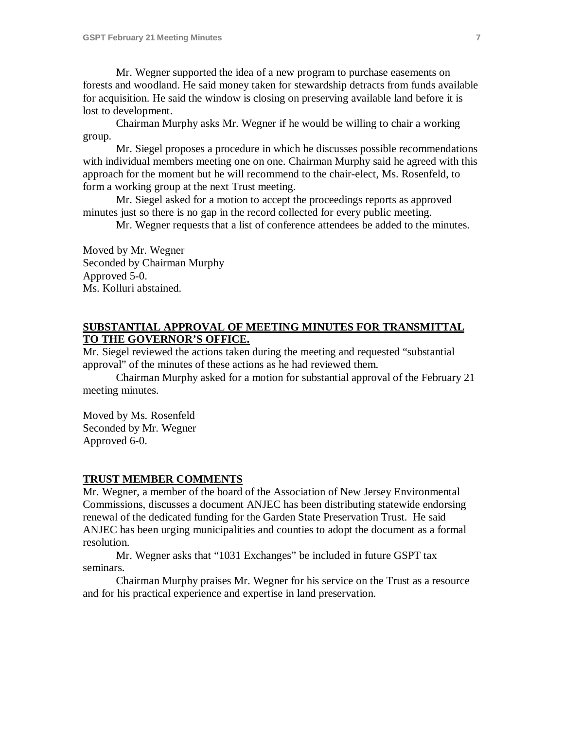Mr. Wegner supported the idea of a new program to purchase easements on forests and woodland. He said money taken for stewardship detracts from funds available for acquisition. He said the window is closing on preserving available land before it is lost to development.

Chairman Murphy asks Mr. Wegner if he would be willing to chair a working group.

Mr. Siegel proposes a procedure in which he discusses possible recommendations with individual members meeting one on one. Chairman Murphy said he agreed with this approach for the moment but he will recommend to the chair-elect, Ms. Rosenfeld, to form a working group at the next Trust meeting.

Mr. Siegel asked for a motion to accept the proceedings reports as approved minutes just so there is no gap in the record collected for every public meeting.

Mr. Wegner requests that a list of conference attendees be added to the minutes.

Moved by Mr. Wegner
Seconded by Chairman Murphy
Approved 5-0.
Ms. Kolluri abstained.

## SUBSTANTIAL APPROVAL OF MEETING MINUTES FOR TRANSMITTAL TO THE GOVERNOR'S OFFICE.

Mr. Siegel reviewed the actions taken during the meeting and requested "substantial approval" of the minutes of these actions as he had reviewed them.

Chairman Murphy asked for a motion for substantial approval of the February 21 meeting minutes.

Moved by Ms. Rosenfeld
Seconded by Mr. Wegner
Approved 6-0.

## TRUST MEMBER COMMENTS

Mr. Wegner, a member of the board of the Association of New Jersey Environmental Commissions, discusses a document ANJEC has been distributing statewide endorsing renewal of the dedicated funding for the Garden State Preservation Trust. He said ANJEC has been urging municipalities and counties to adopt the document as a formal resolution.

Mr. Wegner asks that "1031 Exchanges" be included in future GSPT tax seminars.

Chairman Murphy praises Mr. Wegner for his service on the Trust as a resource and for his practical experience and expertise in land preservation.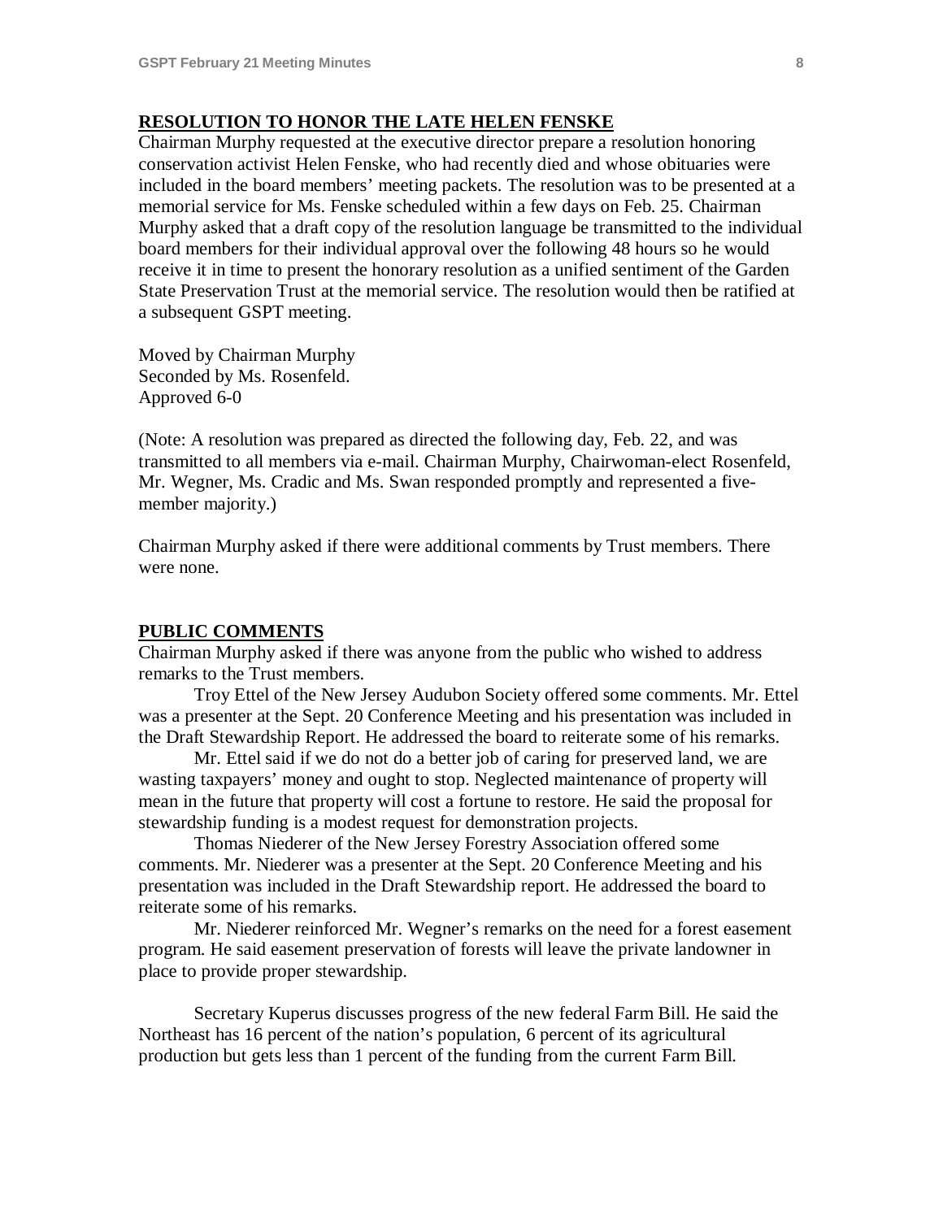## RESOLUTION TO HONOR THE LATE HELEN FENSKE

Chairman Murphy requested at the executive director prepare a resolution honoring conservation activist Helen Fenske, who had recently died and whose obituaries were included in the board members' meeting packets. The resolution was to be presented at a memorial service for Ms. Fenske scheduled within a few days on Feb. 25. Chairman Murphy asked that a draft copy of the resolution language be transmitted to the individual board members for their individual approval over the following 48 hours so he would receive it in time to present the honorary resolution as a unified sentiment of the Garden State Preservation Trust at the memorial service. The resolution would then be ratified at a subsequent GSPT meeting.

Moved by Chairman Murphy
Seconded by Ms. Rosenfeld.
Approved 6-0

(Note: A resolution was prepared as directed the following day, Feb. 22, and was transmitted to all members via e-mail. Chairman Murphy, Chairwoman-elect Rosenfeld, Mr. Wegner, Ms. Cradic and Ms. Swan responded promptly and represented a five-member majority.)

Chairman Murphy asked if there were additional comments by Trust members. There were none.

## PUBLIC COMMENTS

Chairman Murphy asked if there was anyone from the public who wished to address remarks to the Trust members.

Troy Ettel of the New Jersey Audubon Society offered some comments. Mr. Ettel was a presenter at the Sept. 20 Conference Meeting and his presentation was included in the Draft Stewardship Report. He addressed the board to reiterate some of his remarks.

Mr. Ettel said if we do not do a better job of caring for preserved land, we are wasting taxpayers' money and ought to stop. Neglected maintenance of property will mean in the future that property will cost a fortune to restore. He said the proposal for stewardship funding is a modest request for demonstration projects.

Thomas Niederer of the New Jersey Forestry Association offered some comments. Mr. Niederer was a presenter at the Sept. 20 Conference Meeting and his presentation was included in the Draft Stewardship report. He addressed the board to reiterate some of his remarks.

Mr. Niederer reinforced Mr. Wegner's remarks on the need for a forest easement program. He said easement preservation of forests will leave the private landowner in place to provide proper stewardship.

Secretary Kuperus discusses progress of the new federal Farm Bill. He said the Northeast has 16 percent of the nation's population, 6 percent of its agricultural production but gets less than 1 percent of the funding from the current Farm Bill.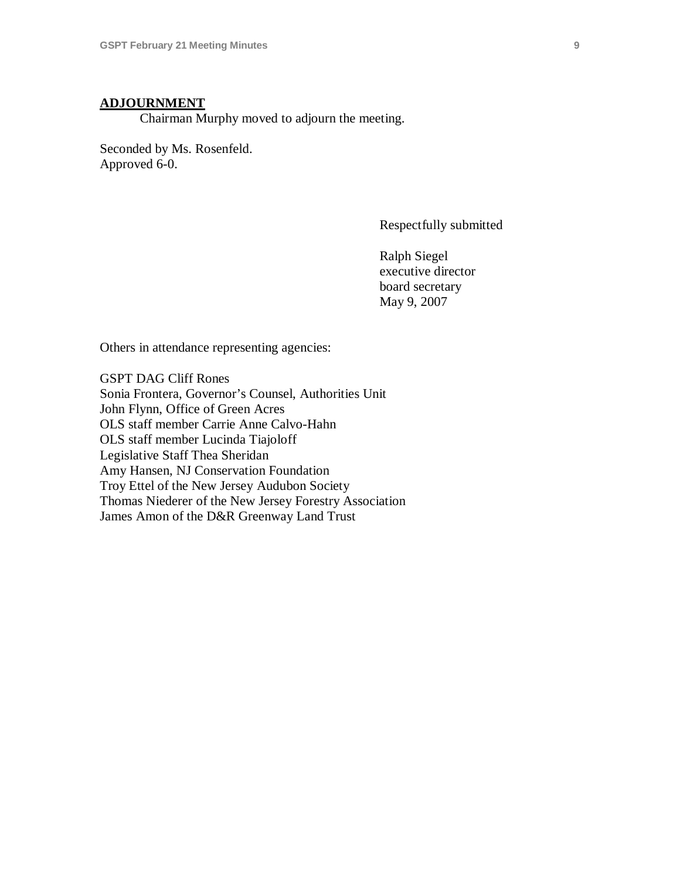## ADJOURNMENT

Chairman Murphy moved to adjourn the meeting.

Seconded by Ms. Rosenfeld.
Approved 6-0.

Respectfully submitted

Ralph Siegel
executive director
board secretary
May 9, 2007

Others in attendance representing agencies:

GSPT DAG Cliff Rones
Sonia Frontera, Governor's Counsel, Authorities Unit
John Flynn, Office of Green Acres
OLS staff member Carrie Anne Calvo-Hahn
OLS staff member Lucinda Tiajoloff
Legislative Staff Thea Sheridan
Amy Hansen, NJ Conservation Foundation
Troy Ettel of the New Jersey Audubon Society
Thomas Niederer of the New Jersey Forestry Association
James Amon of the D&R Greenway Land Trust